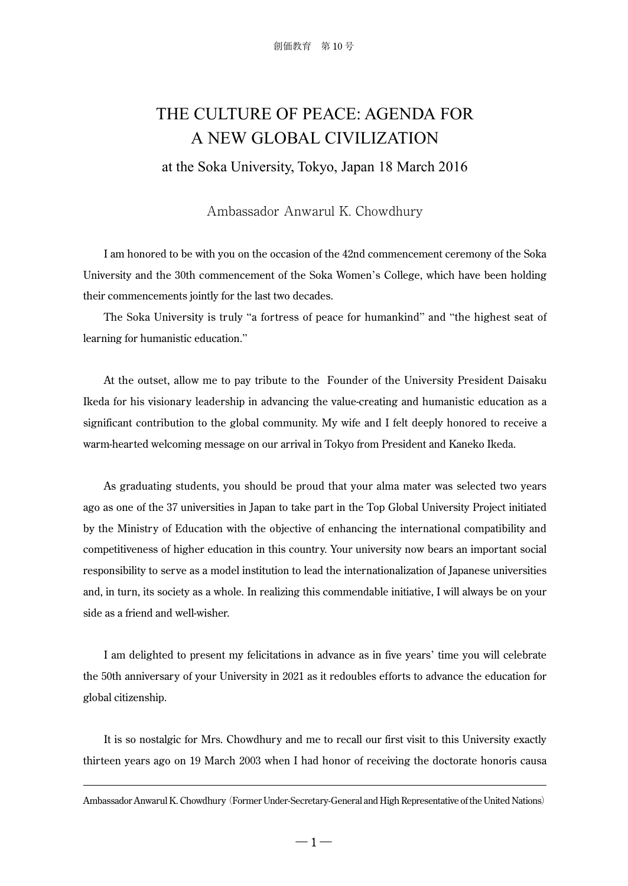# THE CULTURE OF PEACE: AGENDA FOR A NEW GLOBAL CIVILIZATION

## at the Soka University, Tokyo, Japan 18 March 2016

Ambassador Anwarul K. Chowdhury

I am honored to be with you on the occasion of the 42nd commencement ceremony of the Soka University and the 30th commencement of the Soka Women's College, which have been holding their commencements jointly for the last two decades.

The Soka University is truly "a fortress of peace for humankind" and "the highest seat of learning for humanistic education."

At the outset, allow me to pay tribute to the Founder of the University President Daisaku Ikeda for his visionary leadership in advancing the value-creating and humanistic education as a significant contribution to the global community. My wife and I felt deeply honored to receive a warm-hearted welcoming message on our arrival in Tokyo from President and Kaneko Ikeda.

As graduating students, you should be proud that your alma mater was selected two years ago as one of the 37 universities in Japan to take part in the Top Global University Project initiated by the Ministry of Education with the objective of enhancing the international compatibility and competitiveness of higher education in this country. Your university now bears an important social responsibility to serve as a model institution to lead the internationalization of Japanese universities and, in turn, its society as a whole. In realizing this commendable initiative, I will always be on your side as a friend and well-wisher.

I am delighted to present my felicitations in advance as in five years' time you will celebrate the 50th anniversary of your University in 2021 as it redoubles efforts to advance the education for global citizenship.

It is so nostalgic for Mrs. Chowdhury and me to recall our first visit to this University exactly thirteen years ago on 19 March 2003 when I had honor of receiving the doctorate honoris causa

---

Ambassador Anwarul K. Chowdhury (Former Under-Secretary-General and High Representative of the United Nations)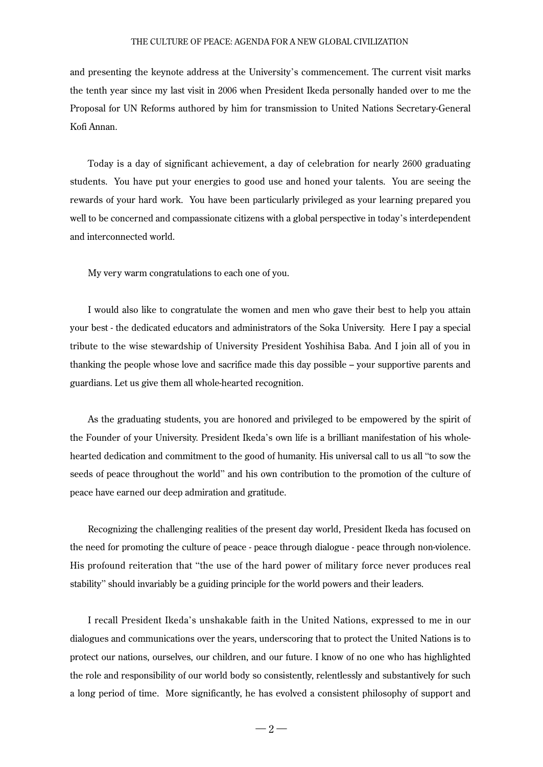and presenting the keynote address at the University's commencement. The current visit marks the tenth year since my last visit in 2006 when President Ikeda personally handed over to me the Proposal for UN Reforms authored by him for transmission to United Nations Secretary-General Kofi Annan.

Today is a day of significant achievement, a day of celebration for nearly 2600 graduating students. You have put your energies to good use and honed your talents. You are seeing the rewards of your hard work. You have been particularly privileged as your learning prepared you well to be concerned and compassionate citizens with a global perspective in today's interdependent and interconnected world.

My very warm congratulations to each one of you.

I would also like to congratulate the women and men who gave their best to help you attain your best - the dedicated educators and administrators of the Soka University. Here I pay a special tribute to the wise stewardship of University President Yoshihisa Baba. And I join all of you in thanking the people whose love and sacrifice made this day possible – your supportive parents and guardians. Let us give them all whole-hearted recognition.

As the graduating students, you are honored and privileged to be empowered by the spirit of the Founder of your University. President Ikeda's own life is a brilliant manifestation of his whole-hearted dedication and commitment to the good of humanity. His universal call to us all "to sow the seeds of peace throughout the world" and his own contribution to the promotion of the culture of peace have earned our deep admiration and gratitude.

Recognizing the challenging realities of the present day world, President Ikeda has focused on the need for promoting the culture of peace - peace through dialogue - peace through non-violence. His profound reiteration that "the use of the hard power of military force never produces real stability" should invariably be a guiding principle for the world powers and their leaders.

I recall President Ikeda's unshakable faith in the United Nations, expressed to me in our dialogues and communications over the years, underscoring that to protect the United Nations is to protect our nations, ourselves, our children, and our future. I know of no one who has highlighted the role and responsibility of our world body so consistently, relentlessly and substantively for such a long period of time. More significantly, he has evolved a consistent philosophy of support and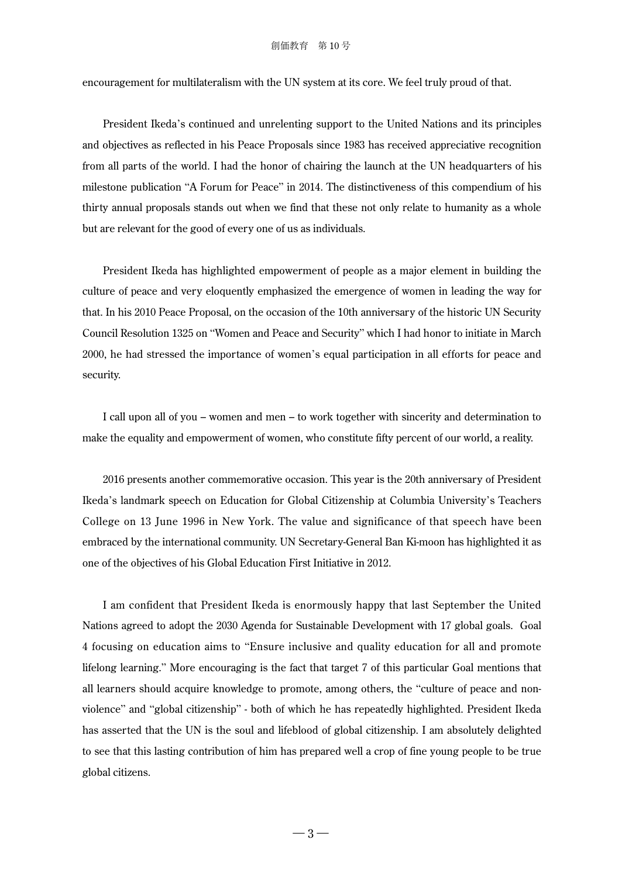encouragement for multilateralism with the UN system at its core. We feel truly proud of that.

President Ikeda's continued and unrelenting support to the United Nations and its principles and objectives as reflected in his Peace Proposals since 1983 has received appreciative recognition from all parts of the world. I had the honor of chairing the launch at the UN headquarters of his milestone publication "A Forum for Peace" in 2014. The distinctiveness of this compendium of his thirty annual proposals stands out when we find that these not only relate to humanity as a whole but are relevant for the good of every one of us as individuals.

President Ikeda has highlighted empowerment of people as a major element in building the culture of peace and very eloquently emphasized the emergence of women in leading the way for that. In his 2010 Peace Proposal, on the occasion of the 10th anniversary of the historic UN Security Council Resolution 1325 on "Women and Peace and Security" which I had honor to initiate in March 2000, he had stressed the importance of women's equal participation in all efforts for peace and security.

I call upon all of you – women and men – to work together with sincerity and determination to make the equality and empowerment of women, who constitute fifty percent of our world, a reality.

2016 presents another commemorative occasion. This year is the 20th anniversary of President Ikeda's landmark speech on Education for Global Citizenship at Columbia University's Teachers College on 13 June 1996 in New York. The value and significance of that speech have been embraced by the international community. UN Secretary-General Ban Ki-moon has highlighted it as one of the objectives of his Global Education First Initiative in 2012.

I am confident that President Ikeda is enormously happy that last September the United Nations agreed to adopt the 2030 Agenda for Sustainable Development with 17 global goals. Goal 4 focusing on education aims to "Ensure inclusive and quality education for all and promote lifelong learning." More encouraging is the fact that target 7 of this particular Goal mentions that all learners should acquire knowledge to promote, among others, the "culture of peace and non-violence" and "global citizenship" - both of which he has repeatedly highlighted. President Ikeda has asserted that the UN is the soul and lifeblood of global citizenship. I am absolutely delighted to see that this lasting contribution of him has prepared well a crop of fine young people to be true global citizens.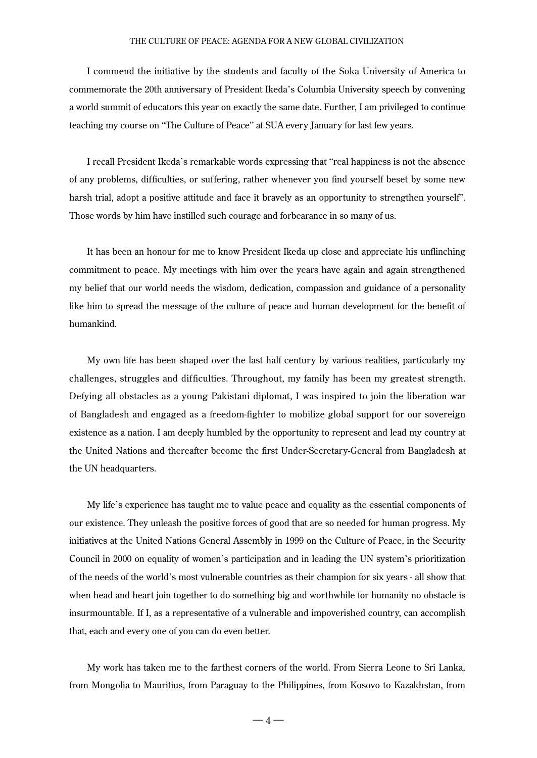I commend the initiative by the students and faculty of the Soka University of America to commemorate the 20th anniversary of President Ikeda's Columbia University speech by convening a world summit of educators this year on exactly the same date. Further, I am privileged to continue teaching my course on "The Culture of Peace" at SUA every January for last few years.

I recall President Ikeda's remarkable words expressing that "real happiness is not the absence of any problems, difficulties, or suffering, rather whenever you find yourself beset by some new harsh trial, adopt a positive attitude and face it bravely as an opportunity to strengthen yourself". Those words by him have instilled such courage and forbearance in so many of us.

It has been an honour for me to know President Ikeda up close and appreciate his unflinching commitment to peace. My meetings with him over the years have again and again strengthened my belief that our world needs the wisdom, dedication, compassion and guidance of a personality like him to spread the message of the culture of peace and human development for the benefit of humankind.

My own life has been shaped over the last half century by various realities, particularly my challenges, struggles and difficulties. Throughout, my family has been my greatest strength. Defying all obstacles as a young Pakistani diplomat, I was inspired to join the liberation war of Bangladesh and engaged as a freedom-fighter to mobilize global support for our sovereign existence as a nation. I am deeply humbled by the opportunity to represent and lead my country at the United Nations and thereafter become the first Under-Secretary-General from Bangladesh at the UN headquarters.

My life's experience has taught me to value peace and equality as the essential components of our existence. They unleash the positive forces of good that are so needed for human progress. My initiatives at the United Nations General Assembly in 1999 on the Culture of Peace, in the Security Council in 2000 on equality of women's participation and in leading the UN system's prioritization of the needs of the world's most vulnerable countries as their champion for six years - all show that when head and heart join together to do something big and worthwhile for humanity no obstacle is insurmountable. If I, as a representative of a vulnerable and impoverished country, can accomplish that, each and every one of you can do even better.

My work has taken me to the farthest corners of the world. From Sierra Leone to Sri Lanka, from Mongolia to Mauritius, from Paraguay to the Philippines, from Kosovo to Kazakhstan, from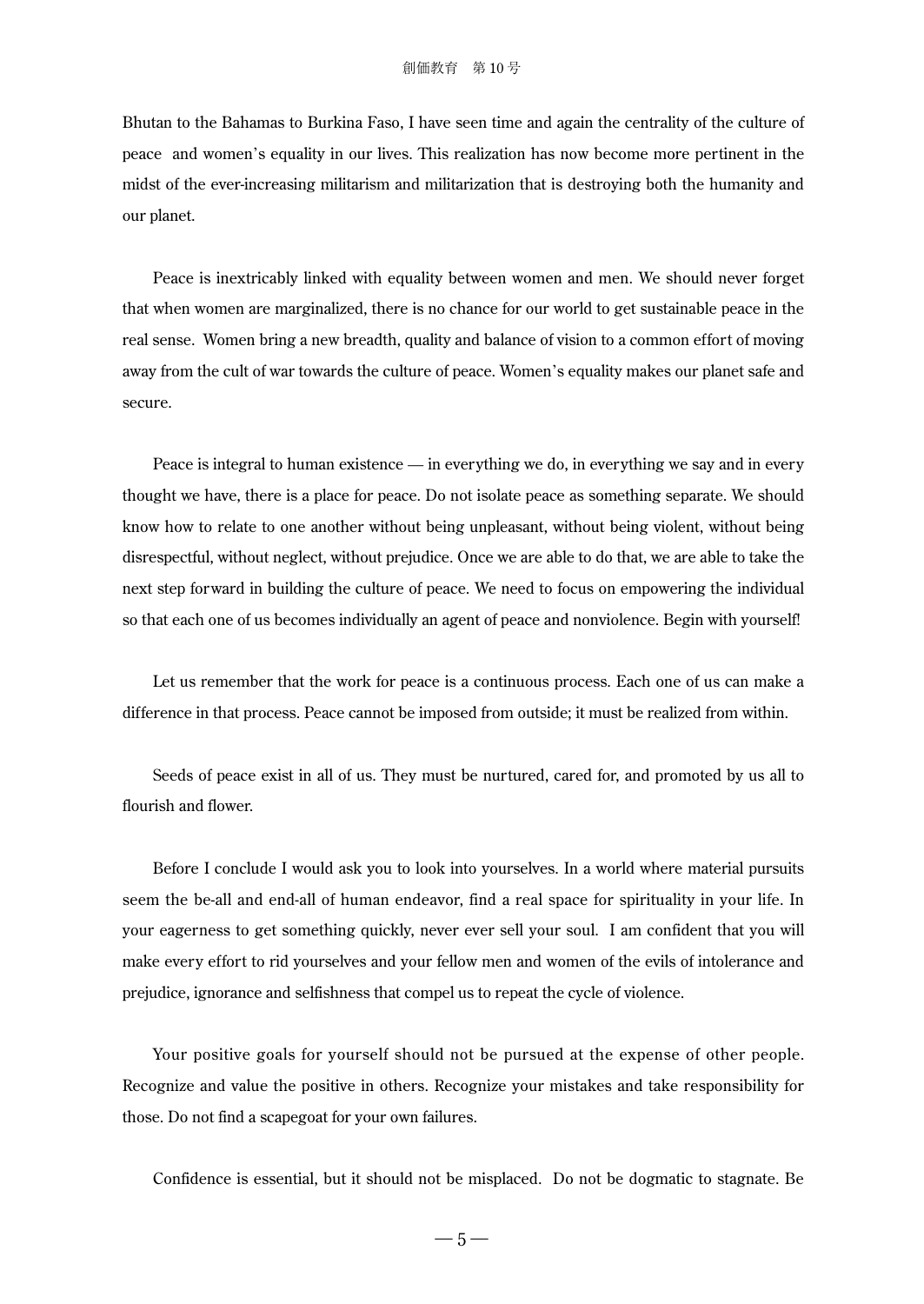Bhutan to the Bahamas to Burkina Faso, I have seen time and again the centrality of the culture of peace and women's equality in our lives. This realization has now become more pertinent in the midst of the ever-increasing militarism and militarization that is destroying both the humanity and our planet.

Peace is inextricably linked with equality between women and men. We should never forget that when women are marginalized, there is no chance for our world to get sustainable peace in the real sense. Women bring a new breadth, quality and balance of vision to a common effort of moving away from the cult of war towards the culture of peace. Women's equality makes our planet safe and secure.

Peace is integral to human existence — in everything we do, in everything we say and in every thought we have, there is a place for peace. Do not isolate peace as something separate. We should know how to relate to one another without being unpleasant, without being violent, without being disrespectful, without neglect, without prejudice. Once we are able to do that, we are able to take the next step forward in building the culture of peace. We need to focus on empowering the individual so that each one of us becomes individually an agent of peace and nonviolence. Begin with yourself!

Let us remember that the work for peace is a continuous process. Each one of us can make a difference in that process. Peace cannot be imposed from outside; it must be realized from within.

Seeds of peace exist in all of us. They must be nurtured, cared for, and promoted by us all to flourish and flower.

Before I conclude I would ask you to look into yourselves. In a world where material pursuits seem the be-all and end-all of human endeavor, find a real space for spirituality in your life. In your eagerness to get something quickly, never ever sell your soul. I am confident that you will make every effort to rid yourselves and your fellow men and women of the evils of intolerance and prejudice, ignorance and selfishness that compel us to repeat the cycle of violence.

Your positive goals for yourself should not be pursued at the expense of other people. Recognize and value the positive in others. Recognize your mistakes and take responsibility for those. Do not find a scapegoat for your own failures.

Confidence is essential, but it should not be misplaced. Do not be dogmatic to stagnate. Be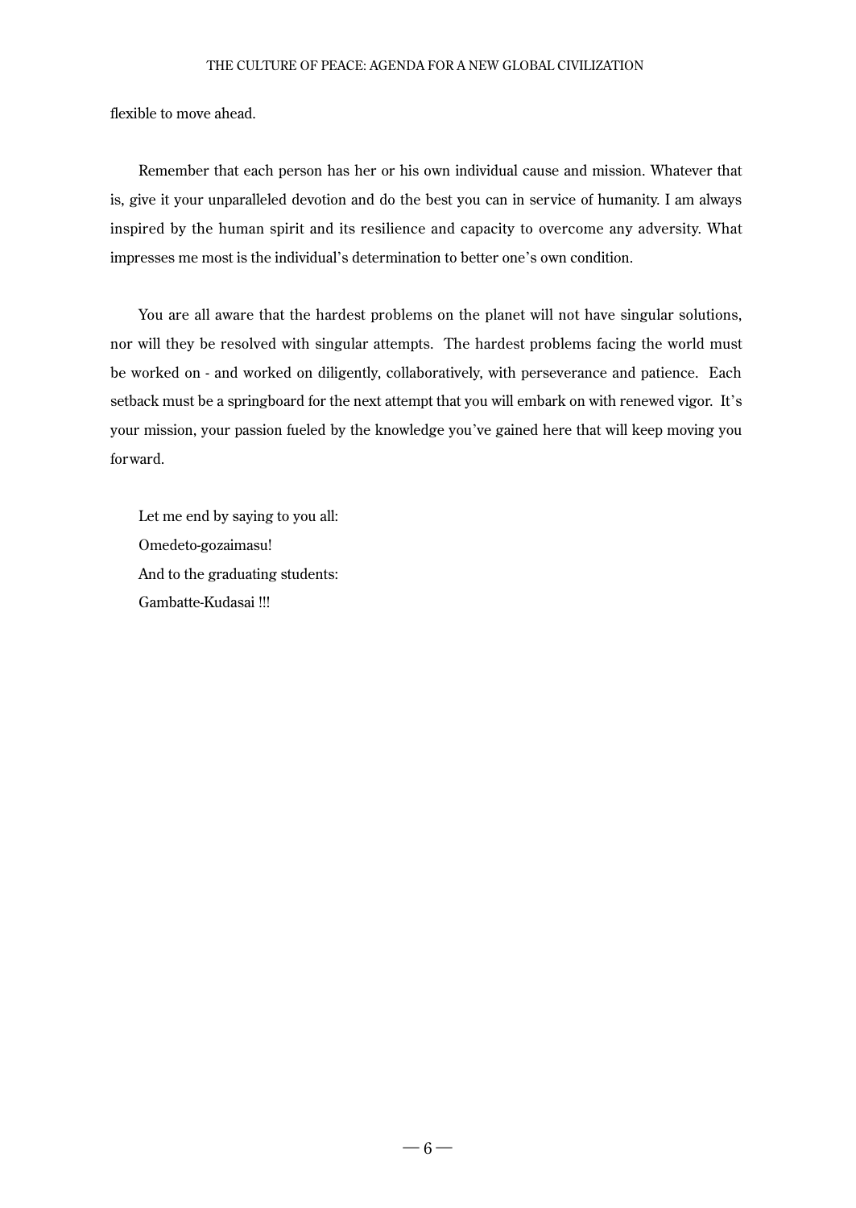flexible to move ahead.

Remember that each person has her or his own individual cause and mission. Whatever that is, give it your unparalleled devotion and do the best you can in service of humanity. I am always inspired by the human spirit and its resilience and capacity to overcome any adversity. What impresses me most is the individual's determination to better one's own condition.

You are all aware that the hardest problems on the planet will not have singular solutions, nor will they be resolved with singular attempts. The hardest problems facing the world must be worked on - and worked on diligently, collaboratively, with perseverance and patience. Each setback must be a springboard for the next attempt that you will embark on with renewed vigor. It's your mission, your passion fueled by the knowledge you've gained here that will keep moving you forward.

Let me end by saying to you all:
Omedeto-gozaimasu!
And to the graduating students:
Gambatte-Kudasai !!!